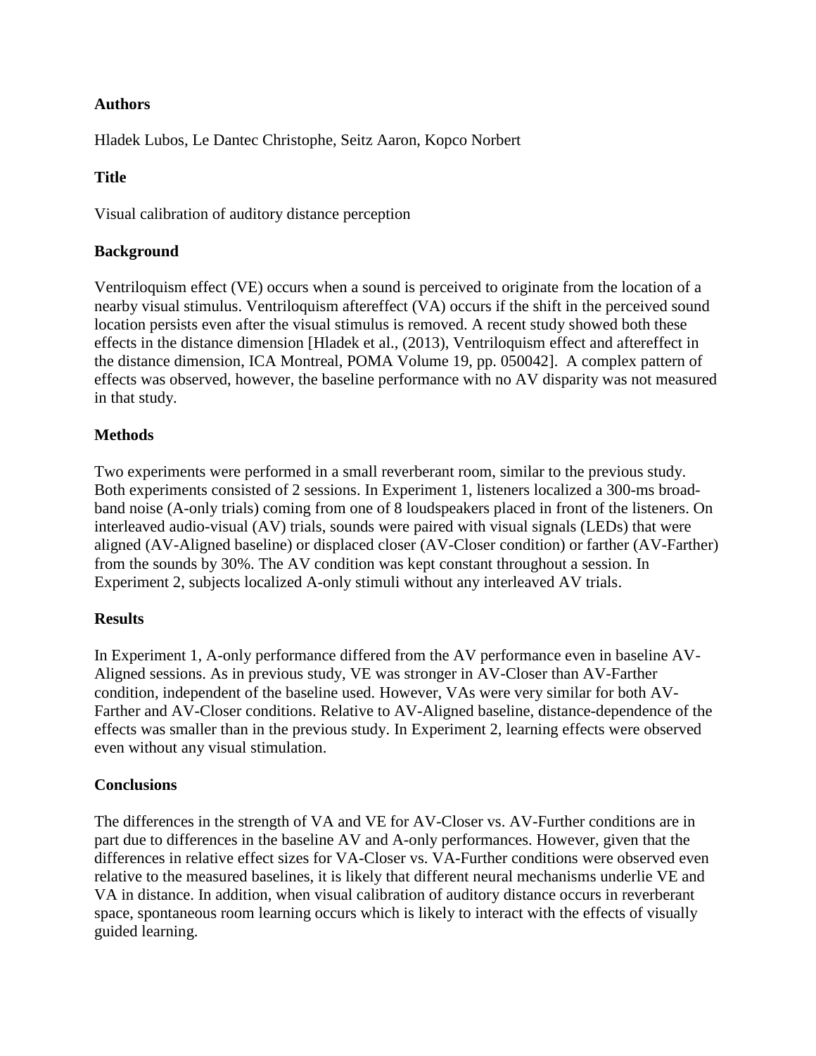**Authors**

Hladek Lubos, Le Dantec Christophe, Seitz Aaron, Kopco Norbert

**Title**

Visual calibration of auditory distance perception

**Background**

Ventriloquism effect (VE) occurs when a sound is perceived to originate from the location of a nearby visual stimulus. Ventriloquism aftereffect (VA) occurs if the shift in the perceived sound location persists even after the visual stimulus is removed. A recent study showed both these effects in the distance dimension [Hladek et al., (2013), Ventriloquism effect and aftereffect in the distance dimension, ICA Montreal, POMA Volume 19, pp. 050042]. A complex pattern of effects was observed, however, the baseline performance with no AV disparity was not measured in that study.

**Methods**

Two experiments were performed in a small reverberant room, similar to the previous study. Both experiments consisted of 2 sessions. In Experiment 1, listeners localized a 300-ms broad-band noise (A-only trials) coming from one of 8 loudspeakers placed in front of the listeners. On interleaved audio-visual (AV) trials, sounds were paired with visual signals (LEDs) that were aligned (AV-Aligned baseline) or displaced closer (AV-Closer condition) or farther (AV-Farther) from the sounds by 30%. The AV condition was kept constant throughout a session. In Experiment 2, subjects localized A-only stimuli without any interleaved AV trials.

**Results**

In Experiment 1, A-only performance differed from the AV performance even in baseline AV-Aligned sessions. As in previous study, VE was stronger in AV-Closer than AV-Farther condition, independent of the baseline used. However, VAs were very similar for both AV-Farther and AV-Closer conditions. Relative to AV-Aligned baseline, distance-dependence of the effects was smaller than in the previous study. In Experiment 2, learning effects were observed even without any visual stimulation.

**Conclusions**

The differences in the strength of VA and VE for AV-Closer vs. AV-Further conditions are in part due to differences in the baseline AV and A-only performances. However, given that the differences in relative effect sizes for VA-Closer vs. VA-Further conditions were observed even relative to the measured baselines, it is likely that different neural mechanisms underlie VE and VA in distance. In addition, when visual calibration of auditory distance occurs in reverberant space, spontaneous room learning occurs which is likely to interact with the effects of visually guided learning.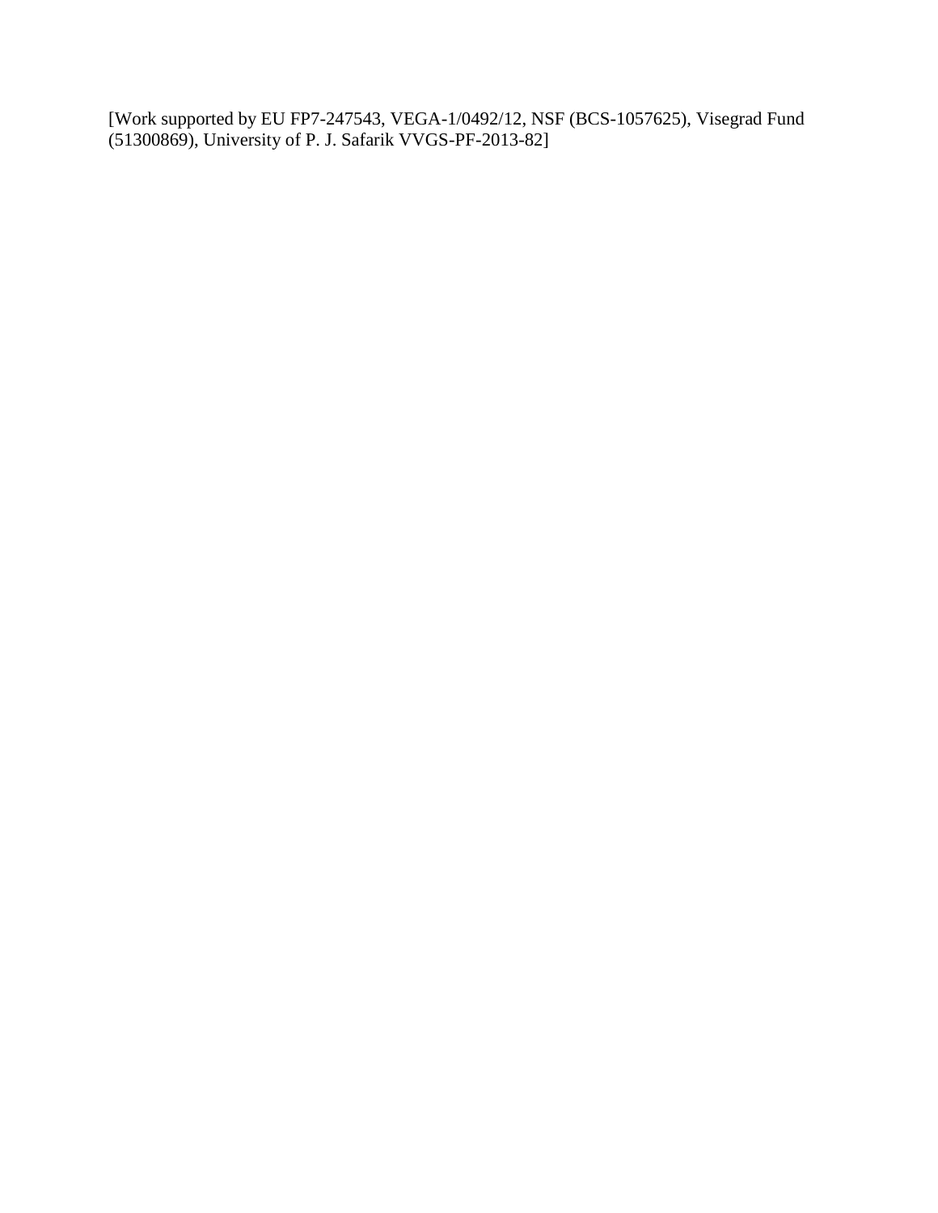[Work supported by EU FP7-247543, VEGA-1/0492/12, NSF (BCS-1057625), Visegrad Fund (51300869), University of P. J. Safarik VVGS-PF-2013-82]